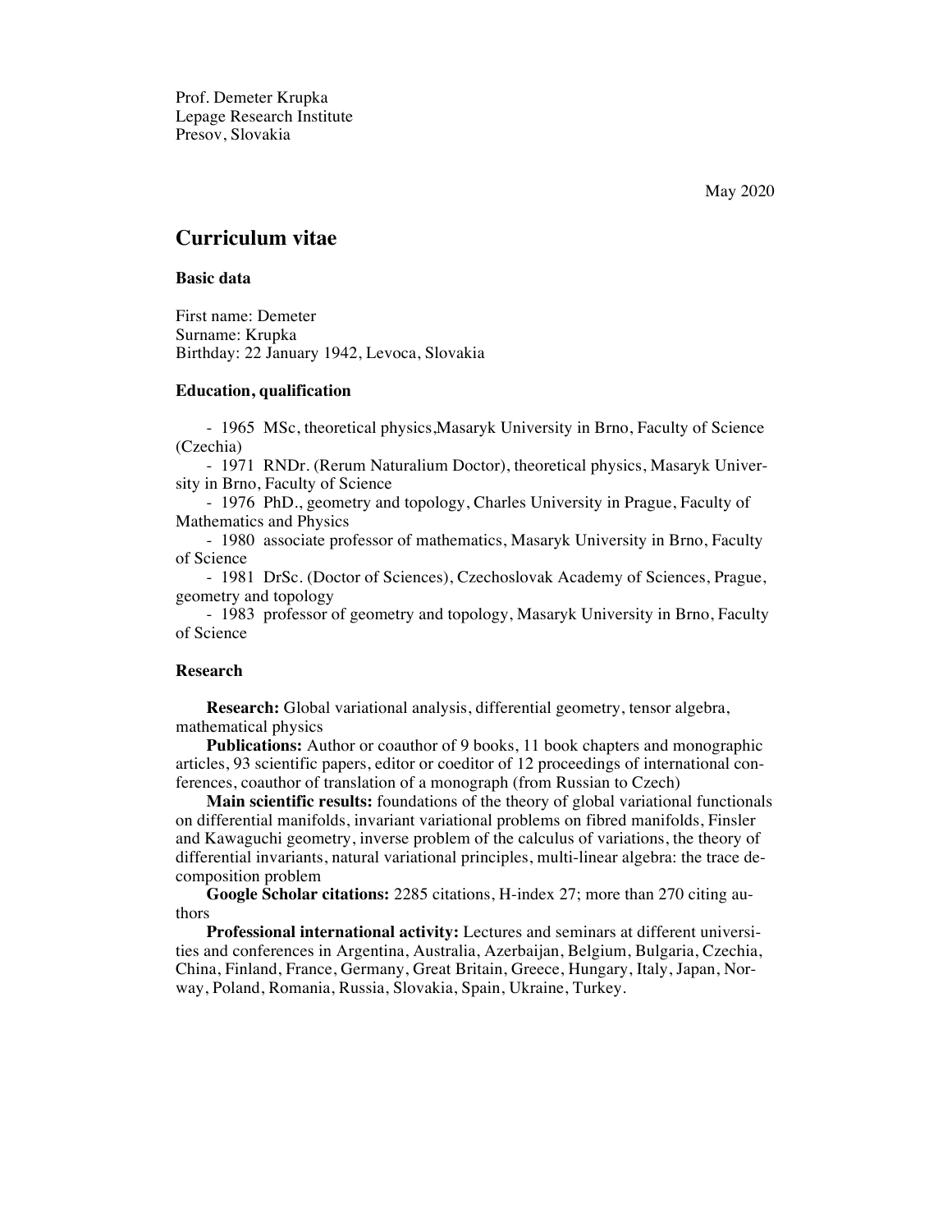Prof. Demeter Krupka
Lepage Research Institute
Presov, Slovakia

May 2020

## Curriculum vitae

### Basic data

First name: Demeter
Surname: Krupka
Birthday: 22 January 1942, Levoca, Slovakia

### Education, qualification

- 1965 MSc, theoretical physics,Masaryk University in Brno, Faculty of Science (Czechia)
- 1971 RNDr. (Rerum Naturalium Doctor), theoretical physics, Masaryk University in Brno, Faculty of Science
- 1976 PhD., geometry and topology, Charles University in Prague, Faculty of Mathematics and Physics
- 1980 associate professor of mathematics, Masaryk University in Brno, Faculty of Science
- 1981 DrSc. (Doctor of Sciences), Czechoslovak Academy of Sciences, Prague, geometry and topology
- 1983 professor of geometry and topology, Masaryk University in Brno, Faculty of Science

### Research

**Research:** Global variational analysis, differential geometry, tensor algebra, mathematical physics

**Publications:** Author or coauthor of 9 books, 11 book chapters and monographic articles, 93 scientific papers, editor or coeditor of 12 proceedings of international conferences, coauthor of translation of a monograph (from Russian to Czech)

**Main scientific results:** foundations of the theory of global variational functionals on differential manifolds, invariant variational problems on fibred manifolds, Finsler and Kawaguchi geometry, inverse problem of the calculus of variations, the theory of differential invariants, natural variational principles, multi-linear algebra: the trace decomposition problem

**Google Scholar citations:** 2285 citations, H-index 27; more than 270 citing authors

**Professional international activity:** Lectures and seminars at different universities and conferences in Argentina, Australia, Azerbaijan, Belgium, Bulgaria, Czechia, China, Finland, France, Germany, Great Britain, Greece, Hungary, Italy, Japan, Norway, Poland, Romania, Russia, Slovakia, Spain, Ukraine, Turkey.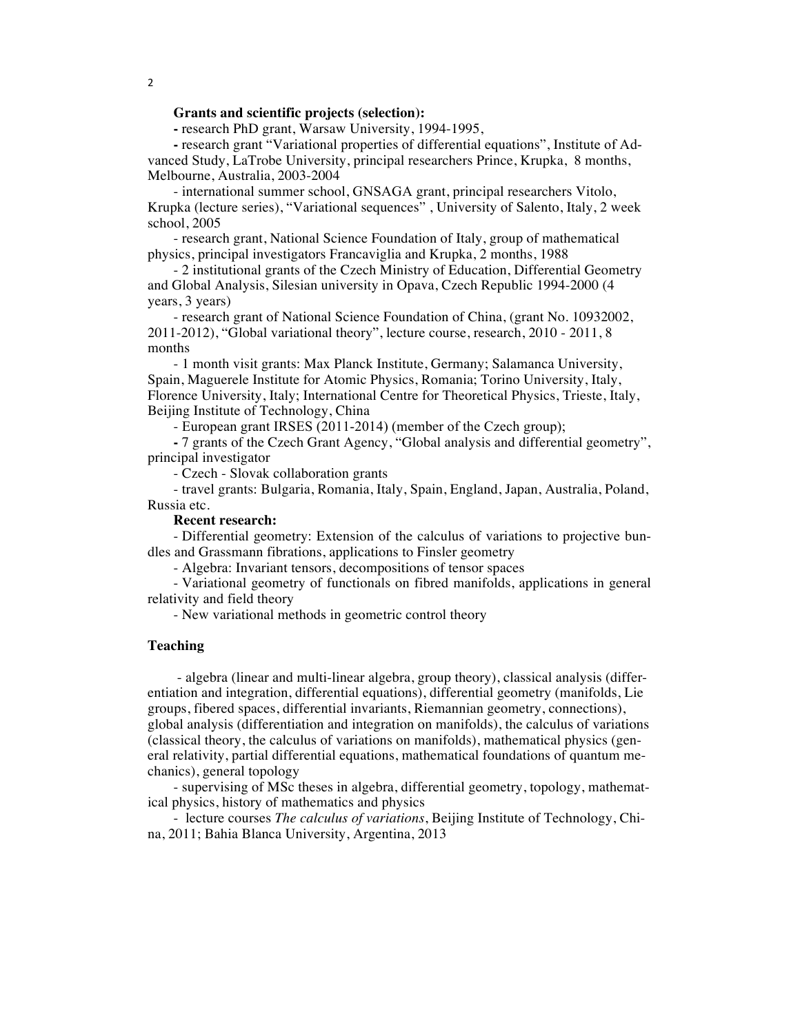**Grants and scientific projects (selection):**

- research PhD grant, Warsaw University, 1994-1995,
- research grant "Variational properties of differential equations", Institute of Advanced Study, LaTrobe University, principal researchers Prince, Krupka, 8 months, Melbourne, Australia, 2003-2004
- international summer school, GNSAGA grant, principal researchers Vitolo, Krupka (lecture series), "Variational sequences" , University of Salento, Italy, 2 week school, 2005
- research grant, National Science Foundation of Italy, group of mathematical physics, principal investigators Francaviglia and Krupka, 2 months, 1988
- 2 institutional grants of the Czech Ministry of Education, Differential Geometry and Global Analysis, Silesian university in Opava, Czech Republic 1994-2000 (4 years, 3 years)
- research grant of National Science Foundation of China, (grant No. 10932002, 2011-2012), "Global variational theory", lecture course, research, 2010 - 2011, 8 months
- 1 month visit grants: Max Planck Institute, Germany; Salamanca University, Spain, Maguerele Institute for Atomic Physics, Romania; Torino University, Italy, Florence University, Italy; International Centre for Theoretical Physics, Trieste, Italy, Beijing Institute of Technology, China
- European grant IRSES (2011-2014) (member of the Czech group);
- 7 grants of the Czech Grant Agency, "Global analysis and differential geometry", principal investigator
- Czech - Slovak collaboration grants
- travel grants: Bulgaria, Romania, Italy, Spain, England, Japan, Australia, Poland, Russia etc.

**Recent research:**

- Differential geometry: Extension of the calculus of variations to projective bundles and Grassmann fibrations, applications to Finsler geometry
- Algebra: Invariant tensors, decompositions of tensor spaces
- Variational geometry of functionals on fibred manifolds, applications in general relativity and field theory
- New variational methods in geometric control theory

**Teaching**

- algebra (linear and multi-linear algebra, group theory), classical analysis (differentiation and integration, differential equations), differential geometry (manifolds, Lie groups, fibered spaces, differential invariants, Riemannian geometry, connections), global analysis (differentiation and integration on manifolds), the calculus of variations (classical theory, the calculus of variations on manifolds), mathematical physics (general relativity, partial differential equations, mathematical foundations of quantum mechanics), general topology
- supervising of MSc theses in algebra, differential geometry, topology, mathematical physics, history of mathematics and physics
- lecture courses *The calculus of variations*, Beijing Institute of Technology, China, 2011; Bahia Blanca University, Argentina, 2013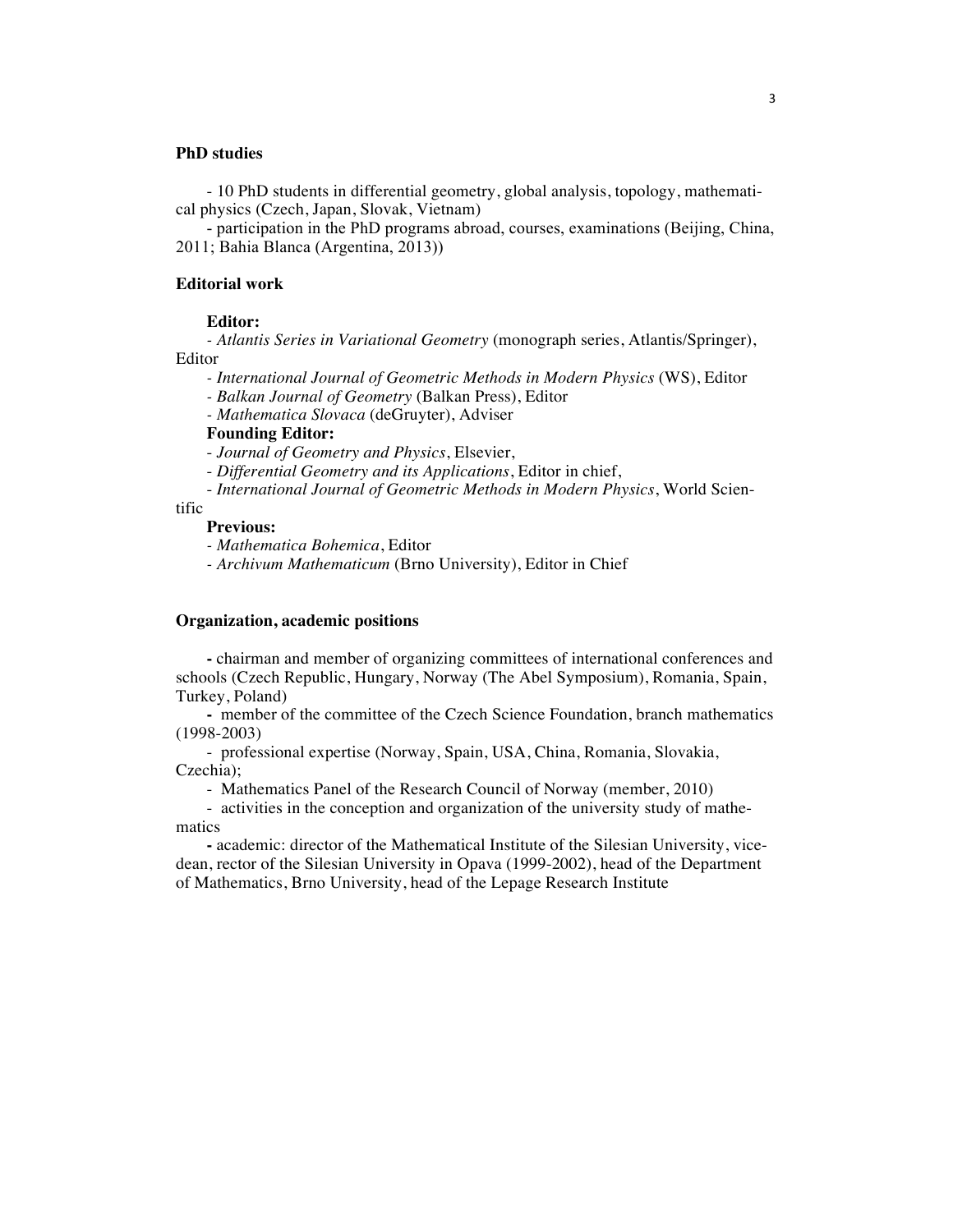**PhD studies**

- 10 PhD students in differential geometry, global analysis, topology, mathematical physics (Czech, Japan, Slovak, Vietnam)
- participation in the PhD programs abroad, courses, examinations (Beijing, China, 2011; Bahia Blanca (Argentina, 2013))

**Editorial work**

**Editor:**

- *Atlantis Series in Variational Geometry* (monograph series, Atlantis/Springer), Editor
- *International Journal of Geometric Methods in Modern Physics* (WS), Editor
- *Balkan Journal of Geometry* (Balkan Press), Editor
- *Mathematica Slovaca* (deGruyter), Adviser

**Founding Editor:**

- *Journal of Geometry and Physics*, Elsevier,
- *Differential Geometry and its Applications*, Editor in chief,
- *International Journal of Geometric Methods in Modern Physics*, World Scientific

**Previous:**

- *Mathematica Bohemica*, Editor
- *Archivum Mathematicum* (Brno University), Editor in Chief

**Organization, academic positions**

- chairman and member of organizing committees of international conferences and schools (Czech Republic, Hungary, Norway (The Abel Symposium), Romania, Spain, Turkey, Poland)
- member of the committee of the Czech Science Foundation, branch mathematics (1998-2003)
- professional expertise (Norway, Spain, USA, China, Romania, Slovakia, Czechia);
- Mathematics Panel of the Research Council of Norway (member, 2010)
- activities in the conception and organization of the university study of mathematics
- academic: director of the Mathematical Institute of the Silesian University, vice-dean, rector of the Silesian University in Opava (1999-2002), head of the Department of Mathematics, Brno University, head of the Lepage Research Institute